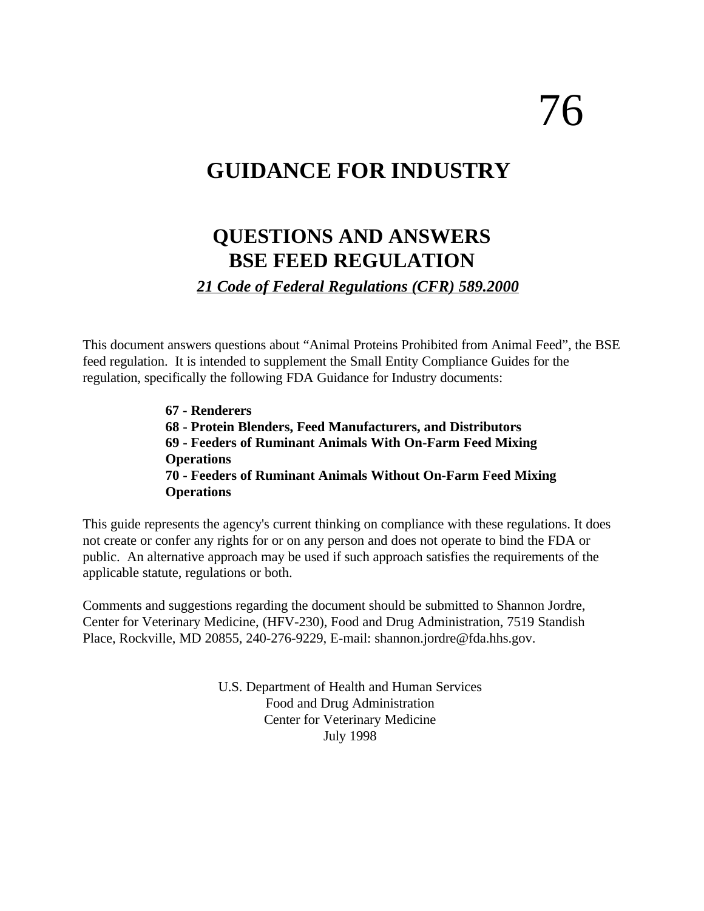76

# GUIDANCE FOR INDUSTRY

## QUESTIONS AND ANSWERS
## BSE FEED REGULATION

***21 Code of Federal Regulations (CFR) 589.2000***

This document answers questions about "Animal Proteins Prohibited from Animal Feed", the BSE feed regulation. It is intended to supplement the Small Entity Compliance Guides for the regulation, specifically the following FDA Guidance for Industry documents:

**67 - Renderers**
**68 - Protein Blenders, Feed Manufacturers, and Distributors**
**69 - Feeders of Ruminant Animals With On-Farm Feed Mixing Operations**
**70 - Feeders of Ruminant Animals Without On-Farm Feed Mixing Operations**

This guide represents the agency's current thinking on compliance with these regulations. It does not create or confer any rights for or on any person and does not operate to bind the FDA or public. An alternative approach may be used if such approach satisfies the requirements of the applicable statute, regulations or both.

Comments and suggestions regarding the document should be submitted to Shannon Jordre, Center for Veterinary Medicine, (HFV-230), Food and Drug Administration, 7519 Standish Place, Rockville, MD 20855, 240-276-9229, E-mail: shannon.jordre@fda.hhs.gov.

U.S. Department of Health and Human Services
Food and Drug Administration
Center for Veterinary Medicine
July 1998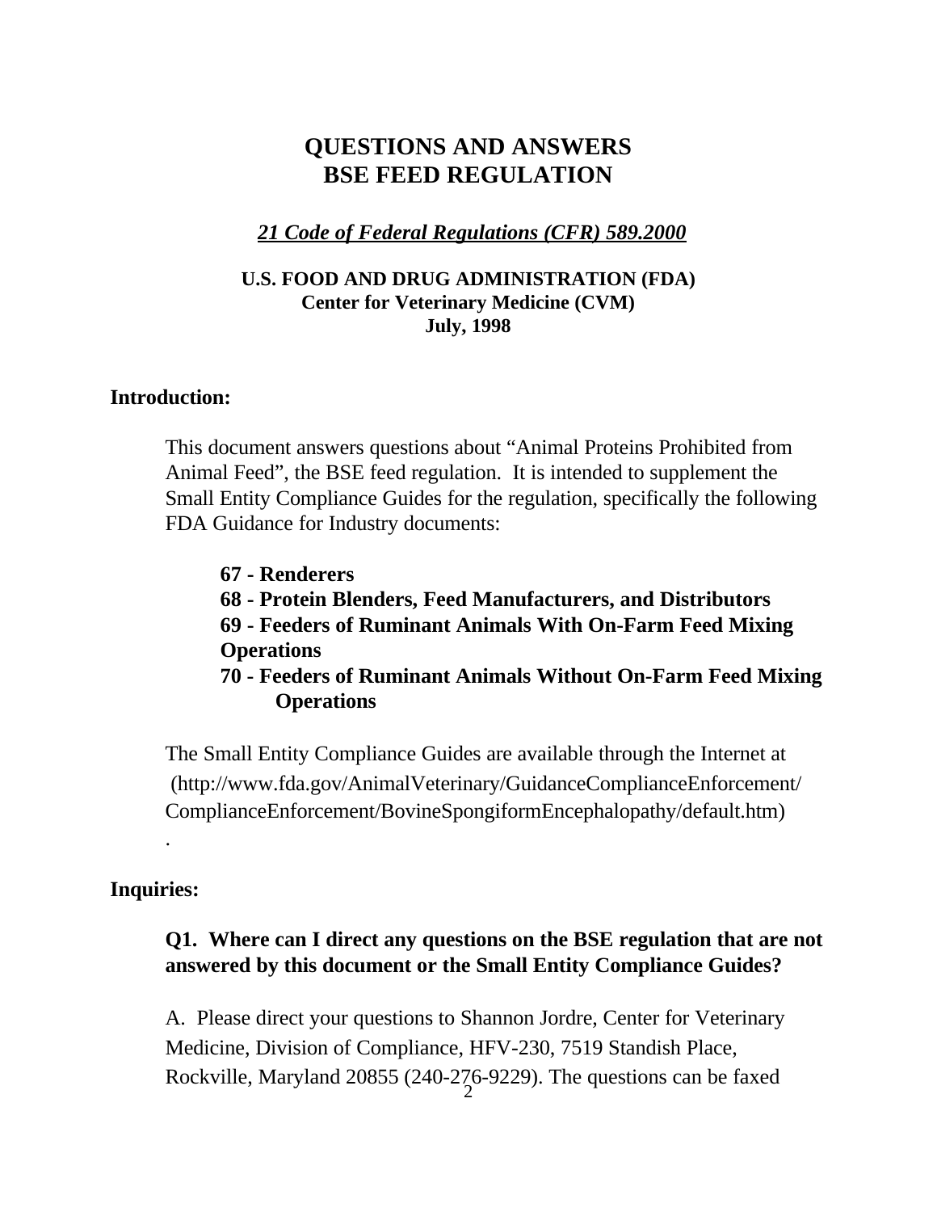# QUESTIONS AND ANSWERS
# BSE FEED REGULATION

***21 Code of Federal Regulations (CFR) 589.2000***

**U.S. FOOD AND DRUG ADMINISTRATION (FDA)**
**Center for Veterinary Medicine (CVM)**
**July, 1998**

## Introduction:

This document answers questions about "Animal Proteins Prohibited from Animal Feed", the BSE feed regulation. It is intended to supplement the Small Entity Compliance Guides for the regulation, specifically the following FDA Guidance for Industry documents:

- **67 - Renderers**
- **68 - Protein Blenders, Feed Manufacturers, and Distributors**
- **69 - Feeders of Ruminant Animals With On-Farm Feed Mixing Operations**
- **70 - Feeders of Ruminant Animals Without On-Farm Feed Mixing Operations**

The Small Entity Compliance Guides are available through the Internet at (http://www.fda.gov/AnimalVeterinary/GuidanceComplianceEnforcement/ComplianceEnforcement/BovineSpongiformEncephalopathy/default.htm)
.

## Inquiries:

**Q1. Where can I direct any questions on the BSE regulation that are not answered by this document or the Small Entity Compliance Guides?**

A. Please direct your questions to Shannon Jordre, Center for Veterinary Medicine, Division of Compliance, HFV-230, 7519 Standish Place, Rockville, Maryland 20855 (240-276-9229). The questions can be faxed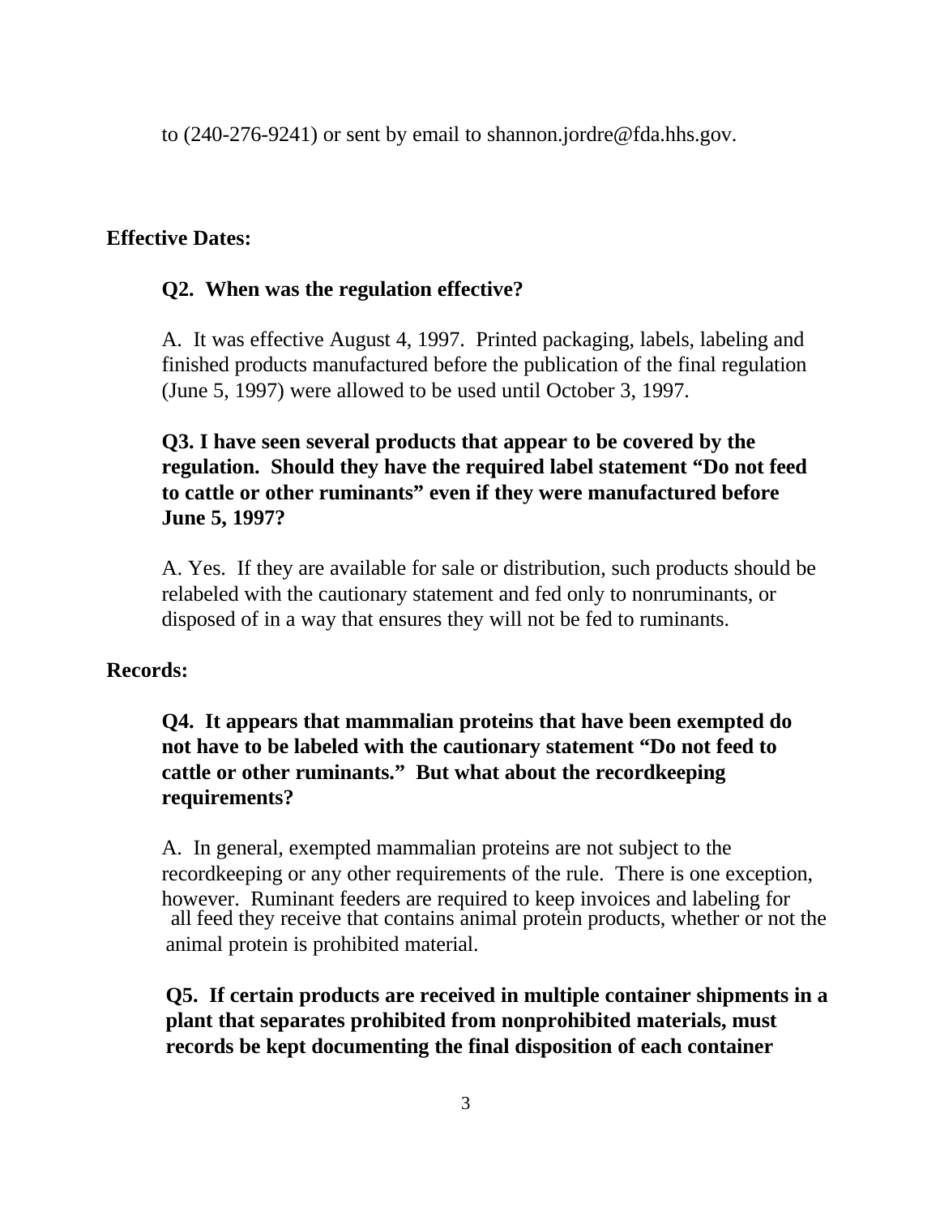to (240-276-9241) or sent by email to shannon.jordre@fda.hhs.gov.

**Effective Dates:**

**Q2. When was the regulation effective?**

A. It was effective August 4, 1997. Printed packaging, labels, labeling and finished products manufactured before the publication of the final regulation (June 5, 1997) were allowed to be used until October 3, 1997.

**Q3. I have seen several products that appear to be covered by the regulation. Should they have the required label statement "Do not feed to cattle or other ruminants" even if they were manufactured before June 5, 1997?**

A. Yes. If they are available for sale or distribution, such products should be relabeled with the cautionary statement and fed only to nonruminants, or disposed of in a way that ensures they will not be fed to ruminants.

**Records:**

**Q4. It appears that mammalian proteins that have been exempted do not have to be labeled with the cautionary statement "Do not feed to cattle or other ruminants." But what about the recordkeeping requirements?**

A. In general, exempted mammalian proteins are not subject to the recordkeeping or any other requirements of the rule. There is one exception, however. Ruminant feeders are required to keep invoices and labeling for all feed they receive that contains animal protein products, whether or not the animal protein is prohibited material.

**Q5. If certain products are received in multiple container shipments in a plant that separates prohibited from nonprohibited materials, must records be kept documenting the final disposition of each container**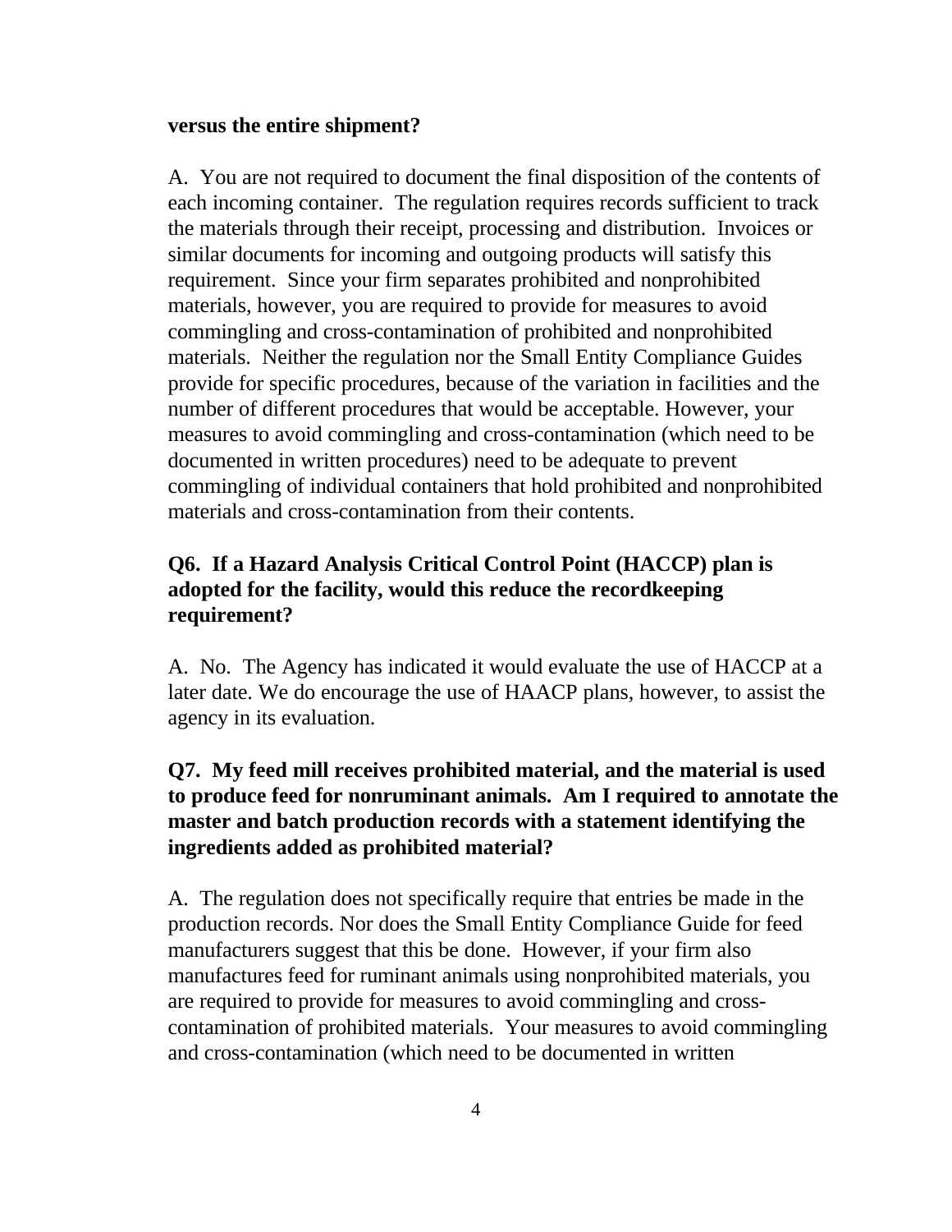**versus the entire shipment?**

A. You are not required to document the final disposition of the contents of each incoming container. The regulation requires records sufficient to track the materials through their receipt, processing and distribution. Invoices or similar documents for incoming and outgoing products will satisfy this requirement. Since your firm separates prohibited and nonprohibited materials, however, you are required to provide for measures to avoid commingling and cross-contamination of prohibited and nonprohibited materials. Neither the regulation nor the Small Entity Compliance Guides provide for specific procedures, because of the variation in facilities and the number of different procedures that would be acceptable. However, your measures to avoid commingling and cross-contamination (which need to be documented in written procedures) need to be adequate to prevent commingling of individual containers that hold prohibited and nonprohibited materials and cross-contamination from their contents.

**Q6. If a Hazard Analysis Critical Control Point (HACCP) plan is adopted for the facility, would this reduce the recordkeeping requirement?**

A. No. The Agency has indicated it would evaluate the use of HACCP at a later date. We do encourage the use of HAACP plans, however, to assist the agency in its evaluation.

**Q7. My feed mill receives prohibited material, and the material is used to produce feed for nonruminant animals. Am I required to annotate the master and batch production records with a statement identifying the ingredients added as prohibited material?**

A. The regulation does not specifically require that entries be made in the production records. Nor does the Small Entity Compliance Guide for feed manufacturers suggest that this be done. However, if your firm also manufactures feed for ruminant animals using nonprohibited materials, you are required to provide for measures to avoid commingling and cross-contamination of prohibited materials. Your measures to avoid commingling and cross-contamination (which need to be documented in written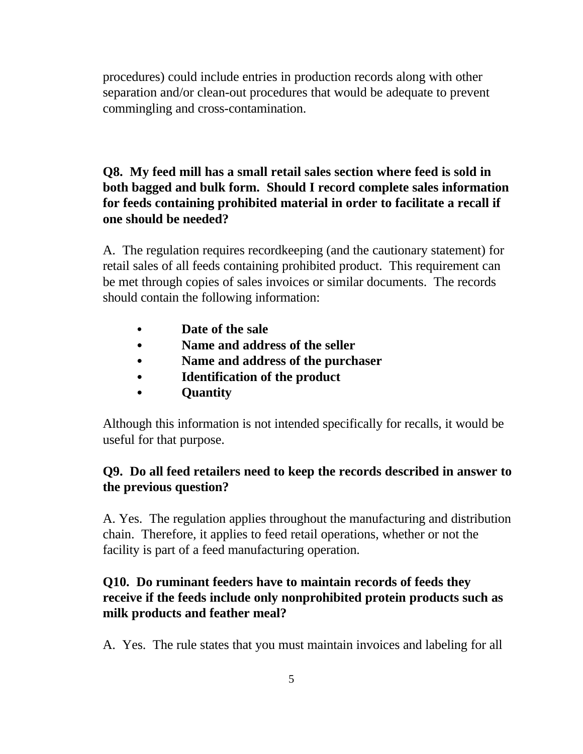procedures) could include entries in production records along with other separation and/or clean-out procedures that would be adequate to prevent commingling and cross-contamination.

**Q8. My feed mill has a small retail sales section where feed is sold in both bagged and bulk form. Should I record complete sales information for feeds containing prohibited material in order to facilitate a recall if one should be needed?**

A. The regulation requires recordkeeping (and the cautionary statement) for retail sales of all feeds containing prohibited product. This requirement can be met through copies of sales invoices or similar documents. The records should contain the following information:

- **Date of the sale**
- **Name and address of the seller**
- **Name and address of the purchaser**
- **Identification of the product**
- **Quantity**

Although this information is not intended specifically for recalls, it would be useful for that purpose.

**Q9. Do all feed retailers need to keep the records described in answer to the previous question?**

A. Yes. The regulation applies throughout the manufacturing and distribution chain. Therefore, it applies to feed retail operations, whether or not the facility is part of a feed manufacturing operation.

**Q10. Do ruminant feeders have to maintain records of feeds they receive if the feeds include only nonprohibited protein products such as milk products and feather meal?**

A. Yes. The rule states that you must maintain invoices and labeling for all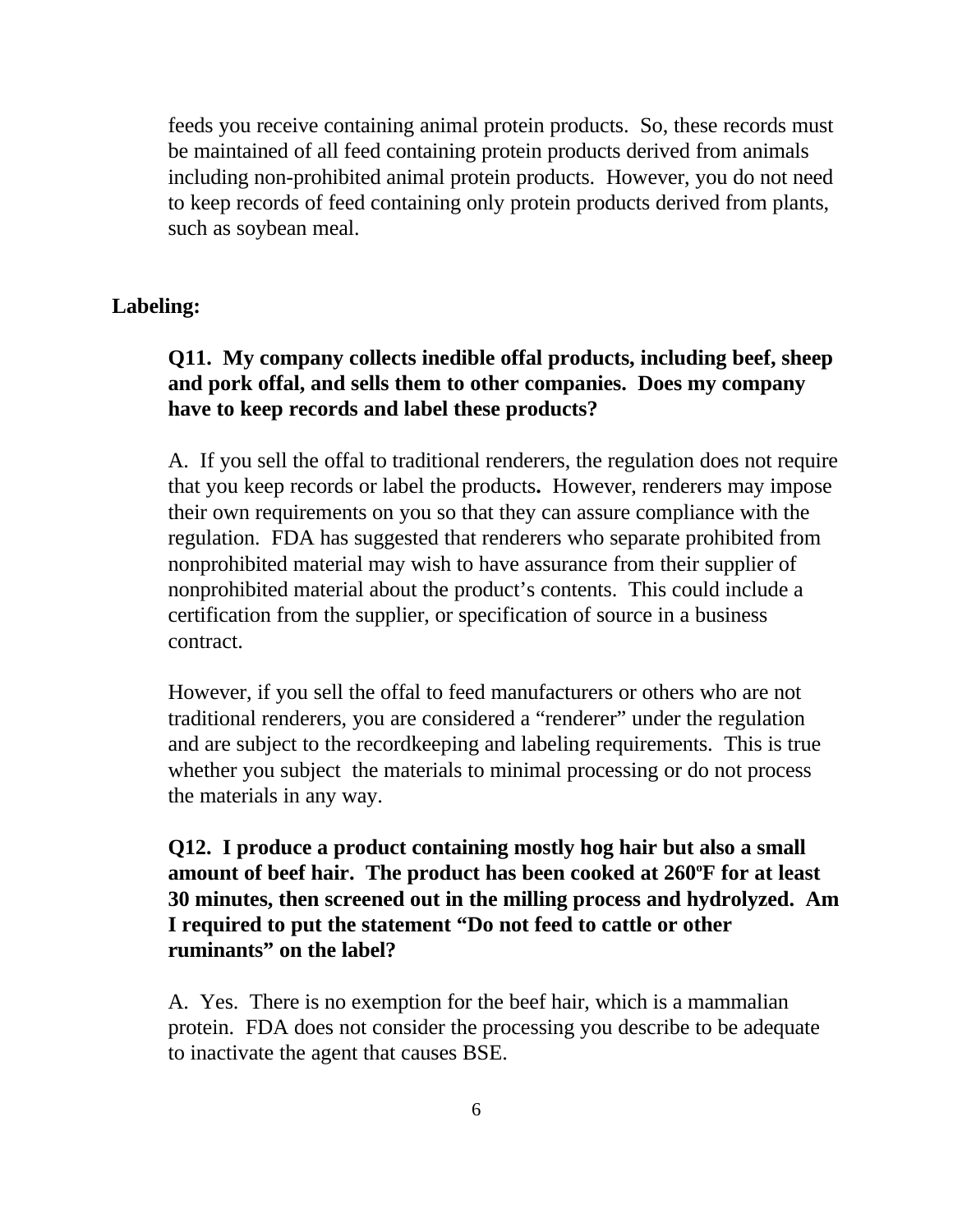feeds you receive containing animal protein products. So, these records must be maintained of all feed containing protein products derived from animals including non-prohibited animal protein products. However, you do not need to keep records of feed containing only protein products derived from plants, such as soybean meal.

## Labeling:

**Q11. My company collects inedible offal products, including beef, sheep and pork offal, and sells them to other companies. Does my company have to keep records and label these products?**

A. If you sell the offal to traditional renderers, the regulation does not require that you keep records or label the products**.** However, renderers may impose their own requirements on you so that they can assure compliance with the regulation. FDA has suggested that renderers who separate prohibited from nonprohibited material may wish to have assurance from their supplier of nonprohibited material about the product's contents. This could include a certification from the supplier, or specification of source in a business contract.

However, if you sell the offal to feed manufacturers or others who are not traditional renderers, you are considered a "renderer" under the regulation and are subject to the recordkeeping and labeling requirements. This is true whether you subject the materials to minimal processing or do not process the materials in any way.

**Q12. I produce a product containing mostly hog hair but also a small amount of beef hair. The product has been cooked at 260ºF for at least 30 minutes, then screened out in the milling process and hydrolyzed. Am I required to put the statement "Do not feed to cattle or other ruminants" on the label?**

A. Yes. There is no exemption for the beef hair, which is a mammalian protein. FDA does not consider the processing you describe to be adequate to inactivate the agent that causes BSE.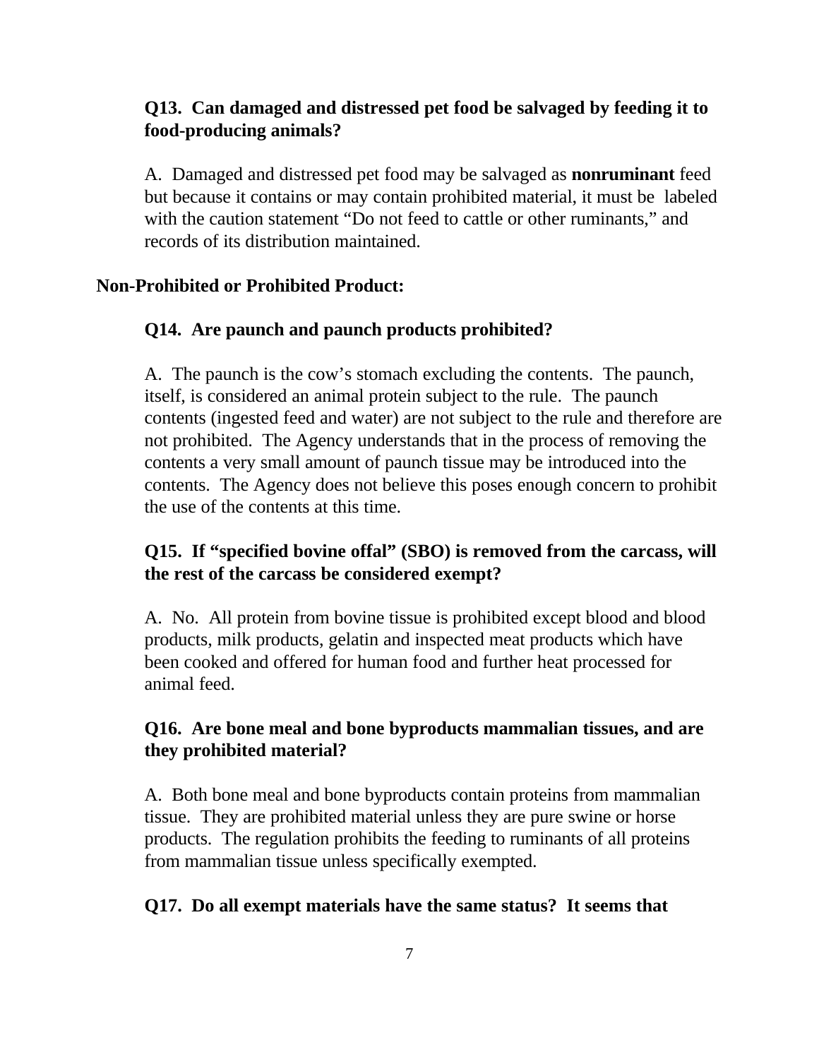**Q13. Can damaged and distressed pet food be salvaged by feeding it to food-producing animals?**

A. Damaged and distressed pet food may be salvaged as **nonruminant** feed but because it contains or may contain prohibited material, it must be labeled with the caution statement "Do not feed to cattle or other ruminants," and records of its distribution maintained.

## Non-Prohibited or Prohibited Product:

**Q14. Are paunch and paunch products prohibited?**

A. The paunch is the cow's stomach excluding the contents. The paunch, itself, is considered an animal protein subject to the rule. The paunch contents (ingested feed and water) are not subject to the rule and therefore are not prohibited. The Agency understands that in the process of removing the contents a very small amount of paunch tissue may be introduced into the contents. The Agency does not believe this poses enough concern to prohibit the use of the contents at this time.

**Q15. If "specified bovine offal" (SBO) is removed from the carcass, will the rest of the carcass be considered exempt?**

A. No. All protein from bovine tissue is prohibited except blood and blood products, milk products, gelatin and inspected meat products which have been cooked and offered for human food and further heat processed for animal feed.

**Q16. Are bone meal and bone byproducts mammalian tissues, and are they prohibited material?**

A. Both bone meal and bone byproducts contain proteins from mammalian tissue. They are prohibited material unless they are pure swine or horse products. The regulation prohibits the feeding to ruminants of all proteins from mammalian tissue unless specifically exempted.

**Q17. Do all exempt materials have the same status? It seems that**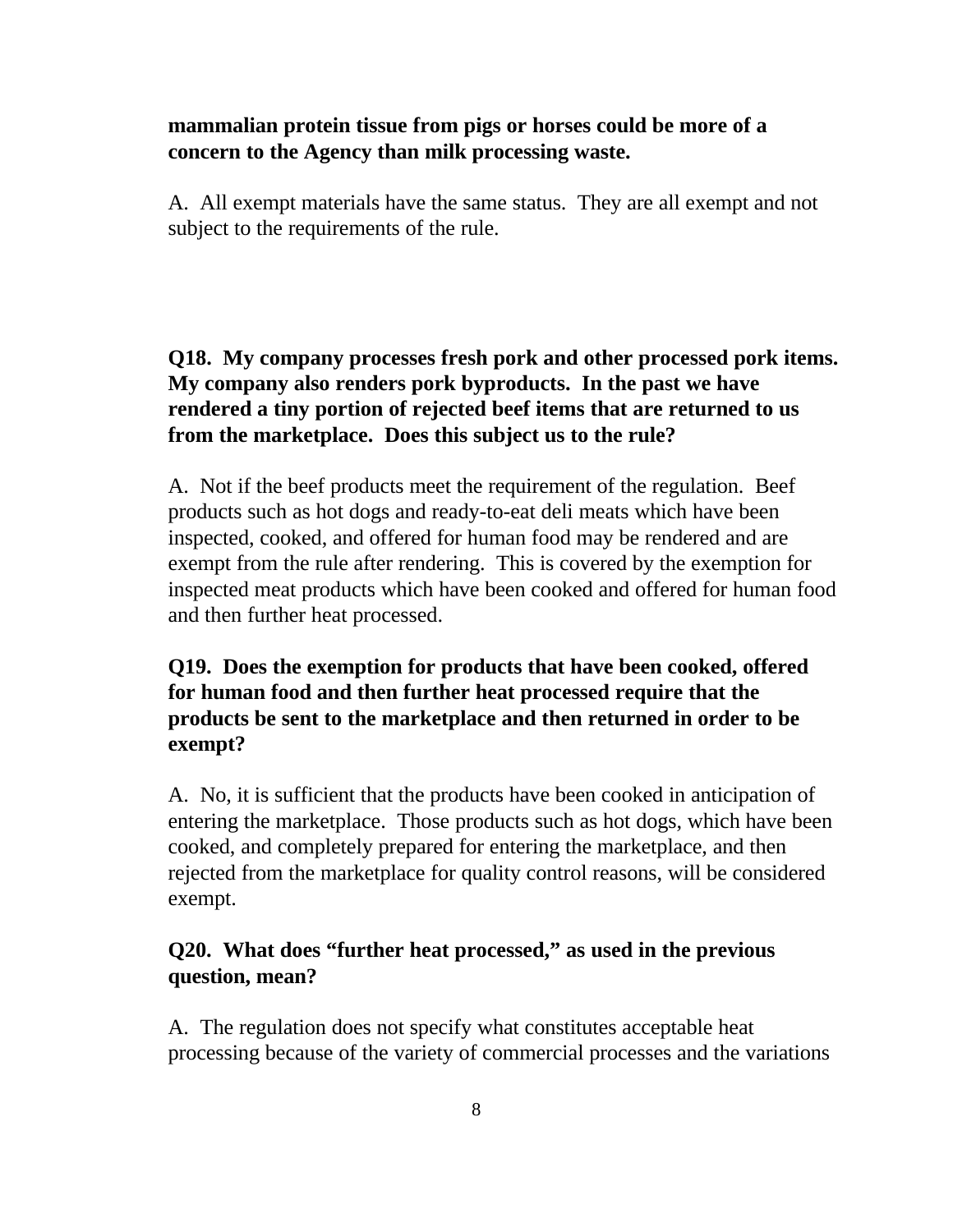**mammalian protein tissue from pigs or horses could be more of a concern to the Agency than milk processing waste.**

A. All exempt materials have the same status. They are all exempt and not subject to the requirements of the rule.

**Q18. My company processes fresh pork and other processed pork items. My company also renders pork byproducts. In the past we have rendered a tiny portion of rejected beef items that are returned to us from the marketplace. Does this subject us to the rule?**

A. Not if the beef products meet the requirement of the regulation. Beef products such as hot dogs and ready-to-eat deli meats which have been inspected, cooked, and offered for human food may be rendered and are exempt from the rule after rendering. This is covered by the exemption for inspected meat products which have been cooked and offered for human food and then further heat processed.

**Q19. Does the exemption for products that have been cooked, offered for human food and then further heat processed require that the products be sent to the marketplace and then returned in order to be exempt?**

A. No, it is sufficient that the products have been cooked in anticipation of entering the marketplace. Those products such as hot dogs, which have been cooked, and completely prepared for entering the marketplace, and then rejected from the marketplace for quality control reasons, will be considered exempt.

**Q20. What does "further heat processed," as used in the previous question, mean?**

A. The regulation does not specify what constitutes acceptable heat processing because of the variety of commercial processes and the variations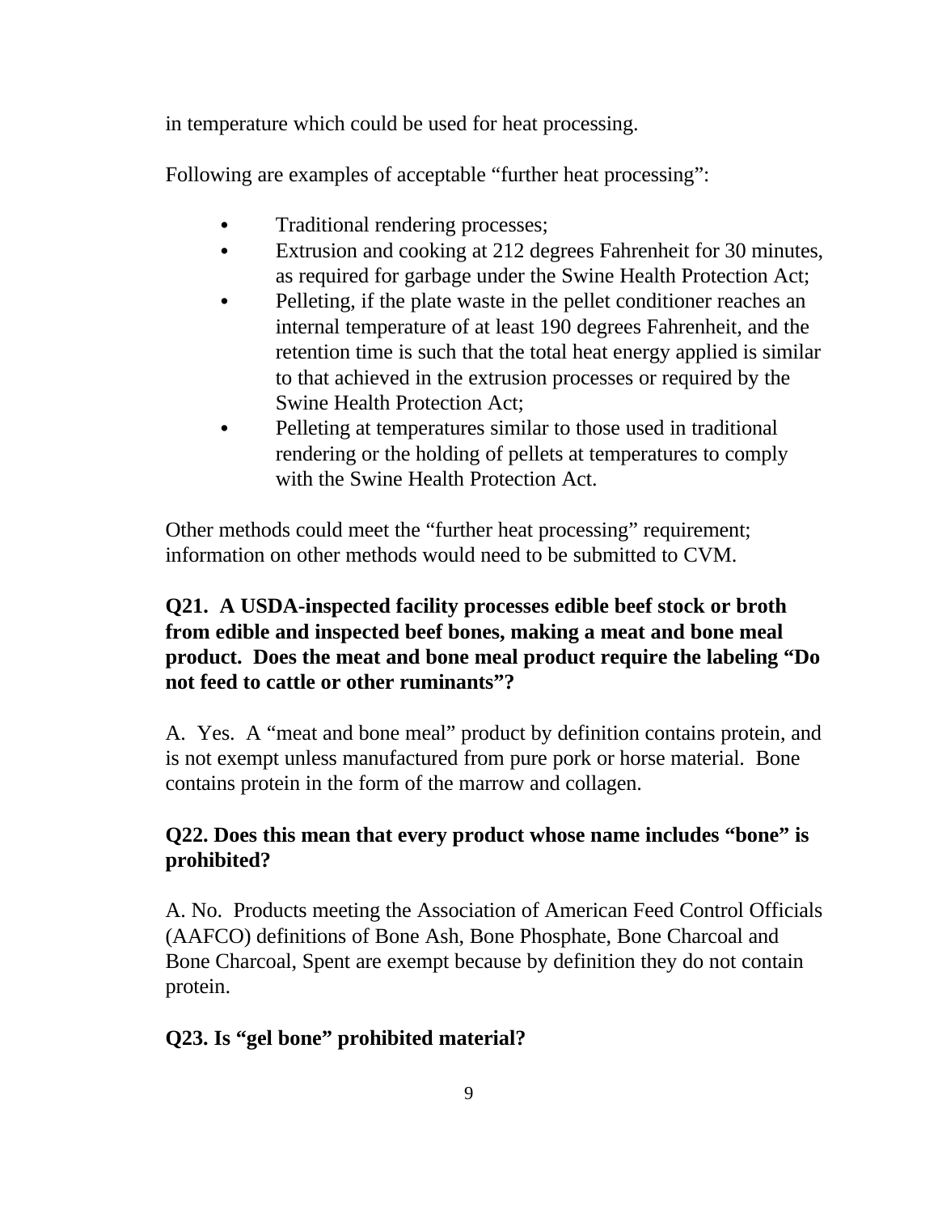in temperature which could be used for heat processing.

Following are examples of acceptable "further heat processing":

- Traditional rendering processes;
- Extrusion and cooking at 212 degrees Fahrenheit for 30 minutes, as required for garbage under the Swine Health Protection Act;
- Pelleting, if the plate waste in the pellet conditioner reaches an internal temperature of at least 190 degrees Fahrenheit, and the retention time is such that the total heat energy applied is similar to that achieved in the extrusion processes or required by the Swine Health Protection Act;
- Pelleting at temperatures similar to those used in traditional rendering or the holding of pellets at temperatures to comply with the Swine Health Protection Act.

Other methods could meet the "further heat processing" requirement; information on other methods would need to be submitted to CVM.

**Q21. A USDA-inspected facility processes edible beef stock or broth from edible and inspected beef bones, making a meat and bone meal product. Does the meat and bone meal product require the labeling "Do not feed to cattle or other ruminants"?**

A. Yes. A "meat and bone meal" product by definition contains protein, and is not exempt unless manufactured from pure pork or horse material. Bone contains protein in the form of the marrow and collagen.

**Q22. Does this mean that every product whose name includes "bone" is prohibited?**

A. No. Products meeting the Association of American Feed Control Officials (AAFCO) definitions of Bone Ash, Bone Phosphate, Bone Charcoal and Bone Charcoal, Spent are exempt because by definition they do not contain protein.

**Q23. Is "gel bone" prohibited material?**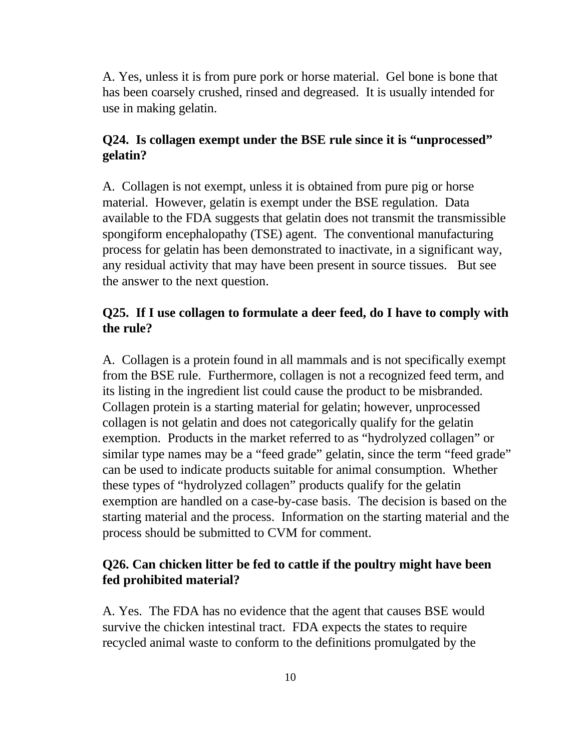A. Yes, unless it is from pure pork or horse material. Gel bone is bone that has been coarsely crushed, rinsed and degreased. It is usually intended for use in making gelatin.

**Q24. Is collagen exempt under the BSE rule since it is "unprocessed" gelatin?**

A. Collagen is not exempt, unless it is obtained from pure pig or horse material. However, gelatin is exempt under the BSE regulation. Data available to the FDA suggests that gelatin does not transmit the transmissible spongiform encephalopathy (TSE) agent. The conventional manufacturing process for gelatin has been demonstrated to inactivate, in a significant way, any residual activity that may have been present in source tissues. But see the answer to the next question.

**Q25. If I use collagen to formulate a deer feed, do I have to comply with the rule?**

A. Collagen is a protein found in all mammals and is not specifically exempt from the BSE rule. Furthermore, collagen is not a recognized feed term, and its listing in the ingredient list could cause the product to be misbranded. Collagen protein is a starting material for gelatin; however, unprocessed collagen is not gelatin and does not categorically qualify for the gelatin exemption. Products in the market referred to as "hydrolyzed collagen" or similar type names may be a "feed grade" gelatin, since the term "feed grade" can be used to indicate products suitable for animal consumption. Whether these types of "hydrolyzed collagen" products qualify for the gelatin exemption are handled on a case-by-case basis. The decision is based on the starting material and the process. Information on the starting material and the process should be submitted to CVM for comment.

**Q26. Can chicken litter be fed to cattle if the poultry might have been fed prohibited material?**

A. Yes. The FDA has no evidence that the agent that causes BSE would survive the chicken intestinal tract. FDA expects the states to require recycled animal waste to conform to the definitions promulgated by the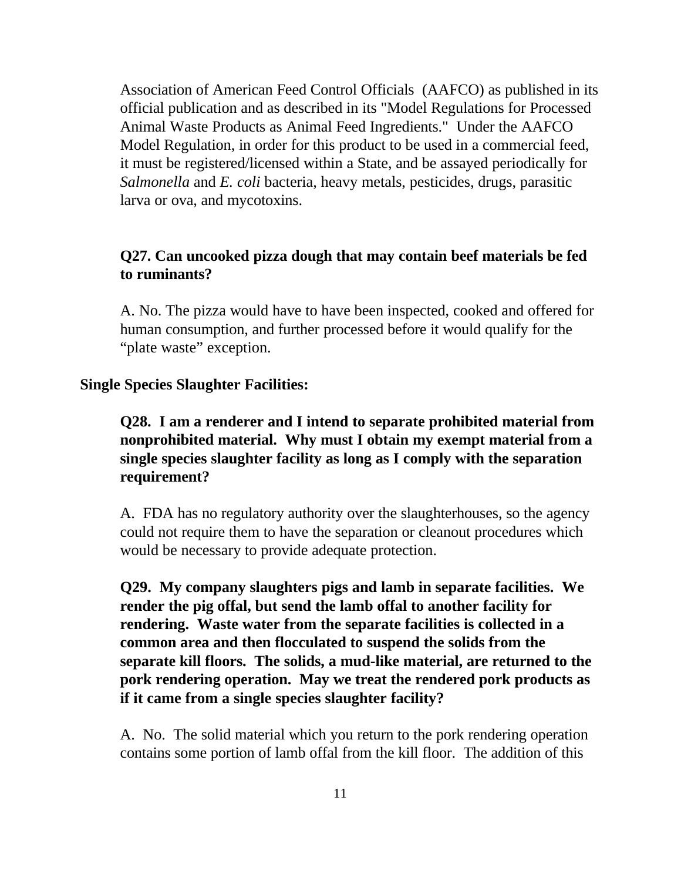Association of American Feed Control Officials  (AAFCO) as published in its official publication and as described in its "Model Regulations for Processed Animal Waste Products as Animal Feed Ingredients."  Under the AAFCO Model Regulation, in order for this product to be used in a commercial feed, it must be registered/licensed within a State, and be assayed periodically for *Salmonella* and *E. coli* bacteria, heavy metals, pesticides, drugs, parasitic larva or ova, and mycotoxins.

**Q27. Can uncooked pizza dough that may contain beef materials be fed to ruminants?**

A. No. The pizza would have to have been inspected, cooked and offered for human consumption, and further processed before it would qualify for the "plate waste" exception.

**Single Species Slaughter Facilities:**

**Q28.  I am a renderer and I intend to separate prohibited material from nonprohibited material.  Why must I obtain my exempt material from a single species slaughter facility as long as I comply with the separation requirement?**

A.  FDA has no regulatory authority over the slaughterhouses, so the agency could not require them to have the separation or cleanout procedures which would be necessary to provide adequate protection.

**Q29.  My company slaughters pigs and lamb in separate facilities.  We render the pig offal, but send the lamb offal to another facility for rendering.  Waste water from the separate facilities is collected in a common area and then flocculated to suspend the solids from the separate kill floors.  The solids, a mud-like material, are returned to the pork rendering operation.  May we treat the rendered pork products as if it came from a single species slaughter facility?**

A.  No.  The solid material which you return to the pork rendering operation contains some portion of lamb offal from the kill floor.  The addition of this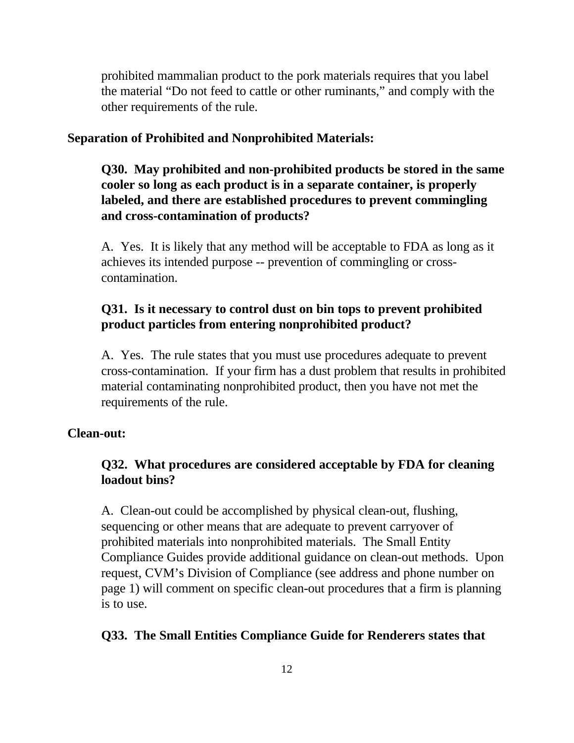prohibited mammalian product to the pork materials requires that you label the material "Do not feed to cattle or other ruminants," and comply with the other requirements of the rule.

**Separation of Prohibited and Nonprohibited Materials:**

**Q30. May prohibited and non-prohibited products be stored in the same cooler so long as each product is in a separate container, is properly labeled, and there are established procedures to prevent commingling and cross-contamination of products?**

A. Yes. It is likely that any method will be acceptable to FDA as long as it achieves its intended purpose -- prevention of commingling or cross-contamination.

**Q31. Is it necessary to control dust on bin tops to prevent prohibited product particles from entering nonprohibited product?**

A. Yes. The rule states that you must use procedures adequate to prevent cross-contamination. If your firm has a dust problem that results in prohibited material contaminating nonprohibited product, then you have not met the requirements of the rule.

**Clean-out:**

**Q32. What procedures are considered acceptable by FDA for cleaning loadout bins?**

A. Clean-out could be accomplished by physical clean-out, flushing, sequencing or other means that are adequate to prevent carryover of prohibited materials into nonprohibited materials. The Small Entity Compliance Guides provide additional guidance on clean-out methods. Upon request, CVM's Division of Compliance (see address and phone number on page 1) will comment on specific clean-out procedures that a firm is planning is to use.

**Q33. The Small Entities Compliance Guide for Renderers states that**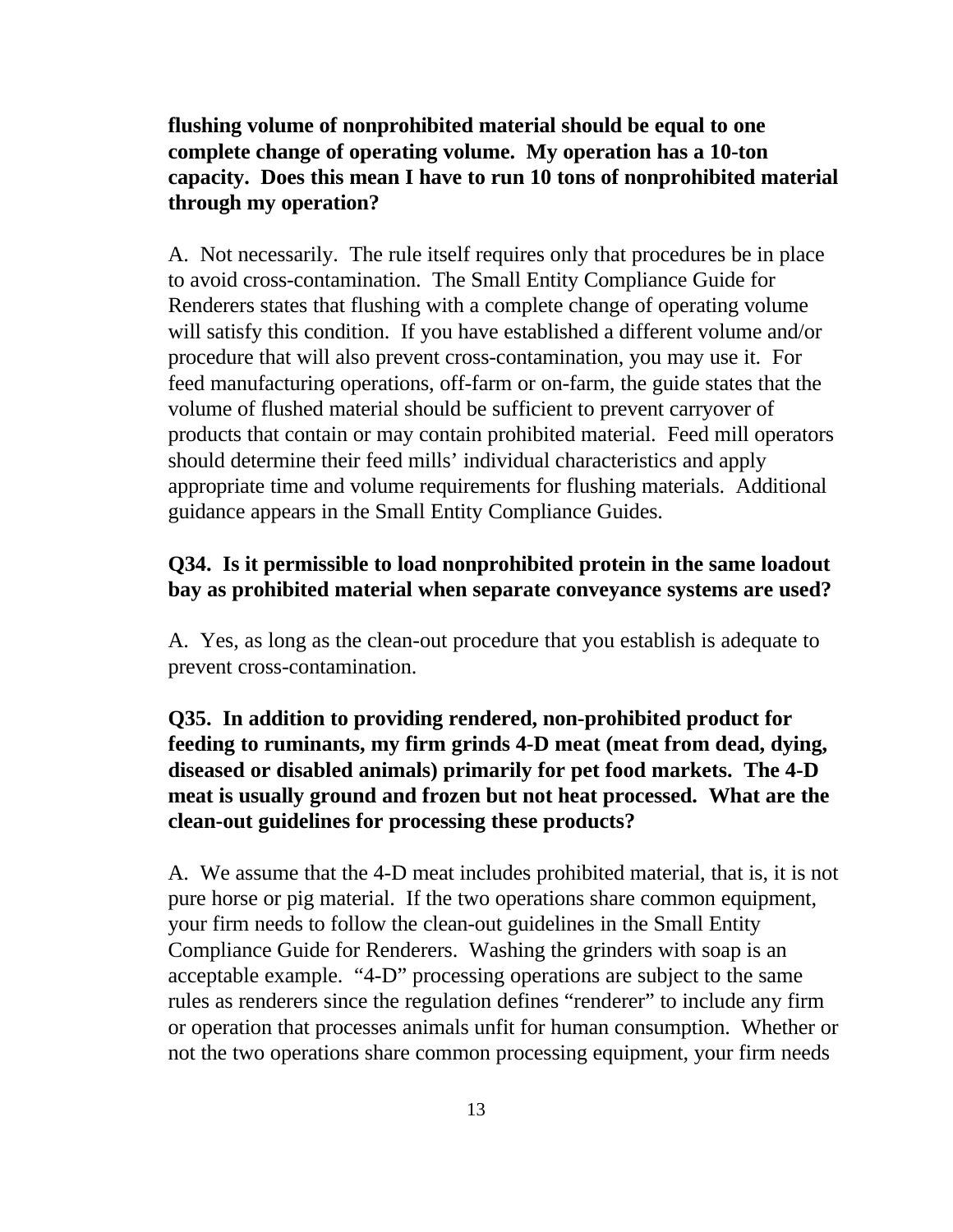**flushing volume of nonprohibited material should be equal to one complete change of operating volume. My operation has a 10-ton capacity. Does this mean I have to run 10 tons of nonprohibited material through my operation?**

A. Not necessarily. The rule itself requires only that procedures be in place to avoid cross-contamination. The Small Entity Compliance Guide for Renderers states that flushing with a complete change of operating volume will satisfy this condition. If you have established a different volume and/or procedure that will also prevent cross-contamination, you may use it. For feed manufacturing operations, off-farm or on-farm, the guide states that the volume of flushed material should be sufficient to prevent carryover of products that contain or may contain prohibited material. Feed mill operators should determine their feed mills' individual characteristics and apply appropriate time and volume requirements for flushing materials. Additional guidance appears in the Small Entity Compliance Guides.

**Q34. Is it permissible to load nonprohibited protein in the same loadout bay as prohibited material when separate conveyance systems are used?**

A. Yes, as long as the clean-out procedure that you establish is adequate to prevent cross-contamination.

**Q35. In addition to providing rendered, non-prohibited product for feeding to ruminants, my firm grinds 4-D meat (meat from dead, dying, diseased or disabled animals) primarily for pet food markets. The 4-D meat is usually ground and frozen but not heat processed. What are the clean-out guidelines for processing these products?**

A. We assume that the 4-D meat includes prohibited material, that is, it is not pure horse or pig material. If the two operations share common equipment, your firm needs to follow the clean-out guidelines in the Small Entity Compliance Guide for Renderers. Washing the grinders with soap is an acceptable example. "4-D" processing operations are subject to the same rules as renderers since the regulation defines "renderer" to include any firm or operation that processes animals unfit for human consumption. Whether or not the two operations share common processing equipment, your firm needs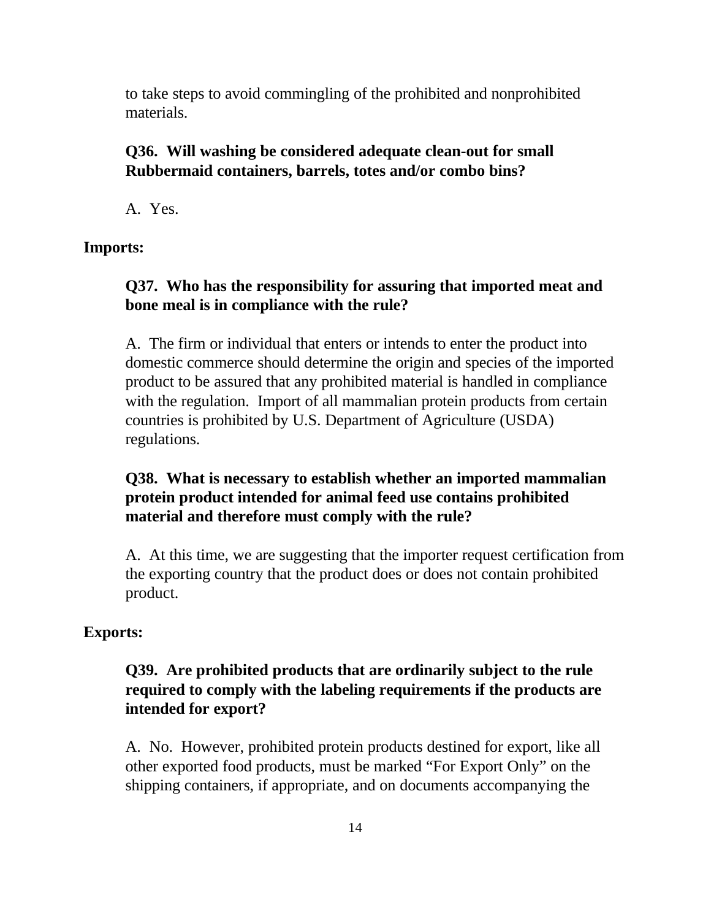to take steps to avoid commingling of the prohibited and nonprohibited materials.

**Q36. Will washing be considered adequate clean-out for small Rubbermaid containers, barrels, totes and/or combo bins?**

A. Yes.

**Imports:**

**Q37. Who has the responsibility for assuring that imported meat and bone meal is in compliance with the rule?**

A. The firm or individual that enters or intends to enter the product into domestic commerce should determine the origin and species of the imported product to be assured that any prohibited material is handled in compliance with the regulation. Import of all mammalian protein products from certain countries is prohibited by U.S. Department of Agriculture (USDA) regulations.

**Q38. What is necessary to establish whether an imported mammalian protein product intended for animal feed use contains prohibited material and therefore must comply with the rule?**

A. At this time, we are suggesting that the importer request certification from the exporting country that the product does or does not contain prohibited product.

**Exports:**

**Q39. Are prohibited products that are ordinarily subject to the rule required to comply with the labeling requirements if the products are intended for export?**

A. No. However, prohibited protein products destined for export, like all other exported food products, must be marked “For Export Only” on the shipping containers, if appropriate, and on documents accompanying the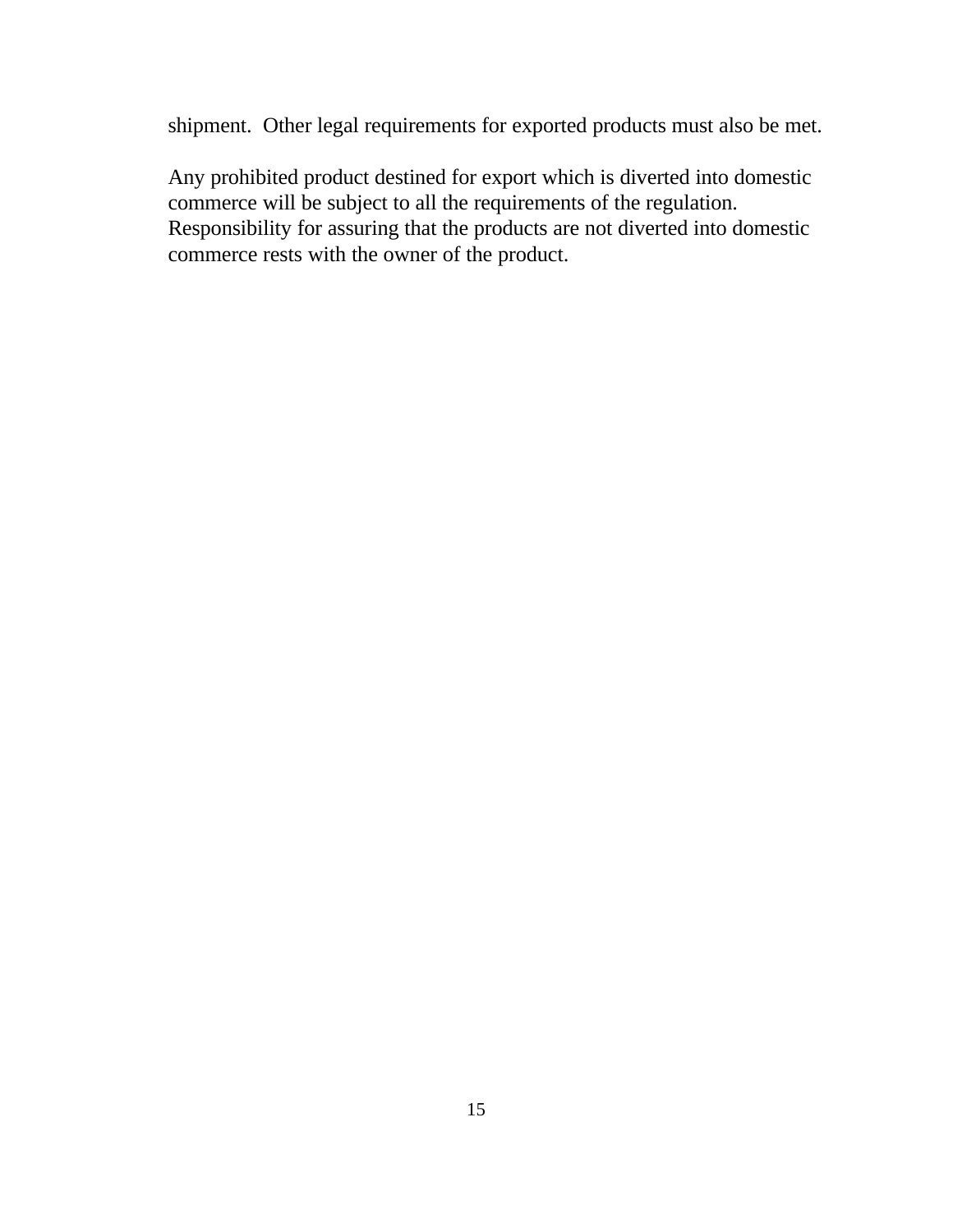shipment.  Other legal requirements for exported products must also be met.

Any prohibited product destined for export which is diverted into domestic commerce will be subject to all the requirements of the regulation. Responsibility for assuring that the products are not diverted into domestic commerce rests with the owner of the product.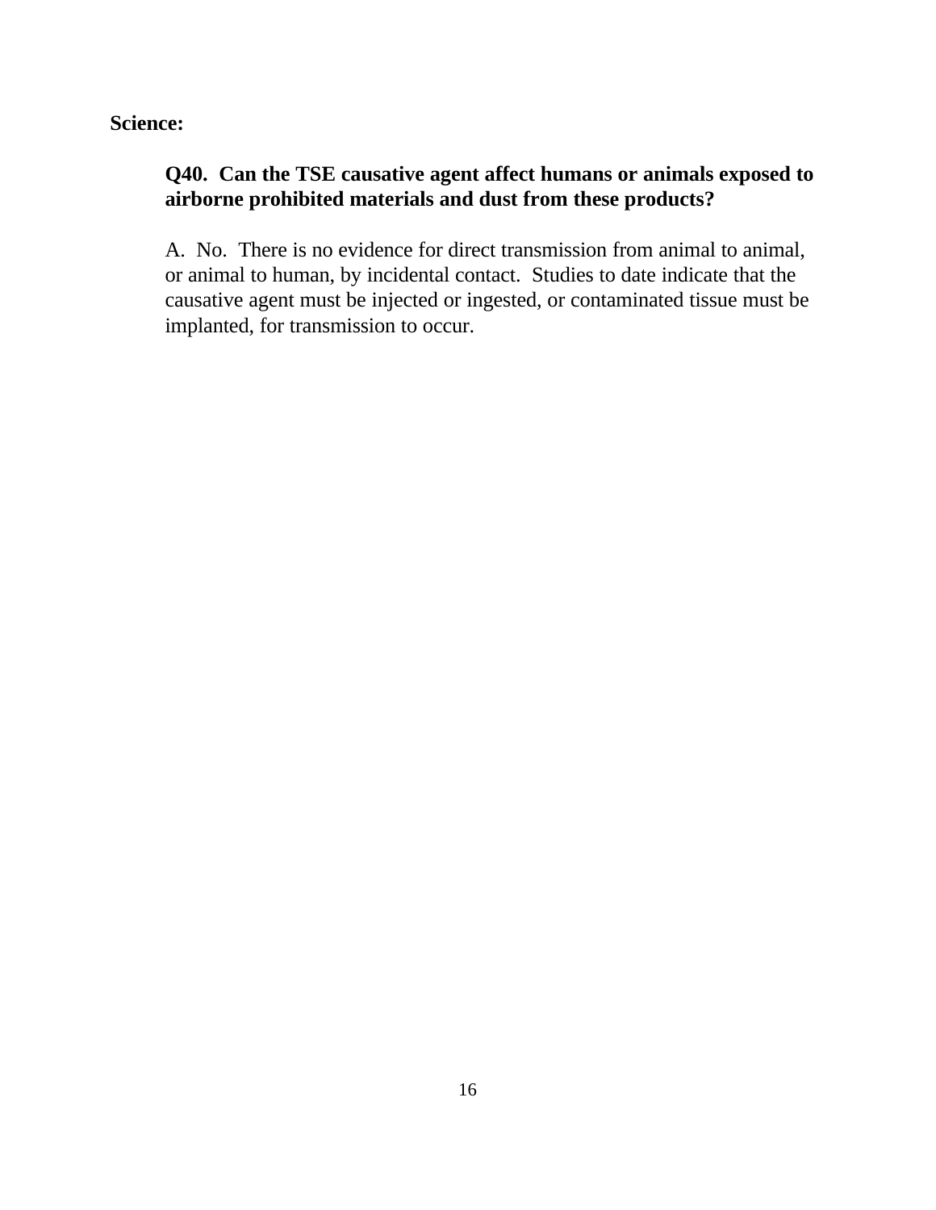**Science:**

**Q40. Can the TSE causative agent affect humans or animals exposed to airborne prohibited materials and dust from these products?**

A. No. There is no evidence for direct transmission from animal to animal, or animal to human, by incidental contact. Studies to date indicate that the causative agent must be injected or ingested, or contaminated tissue must be implanted, for transmission to occur.